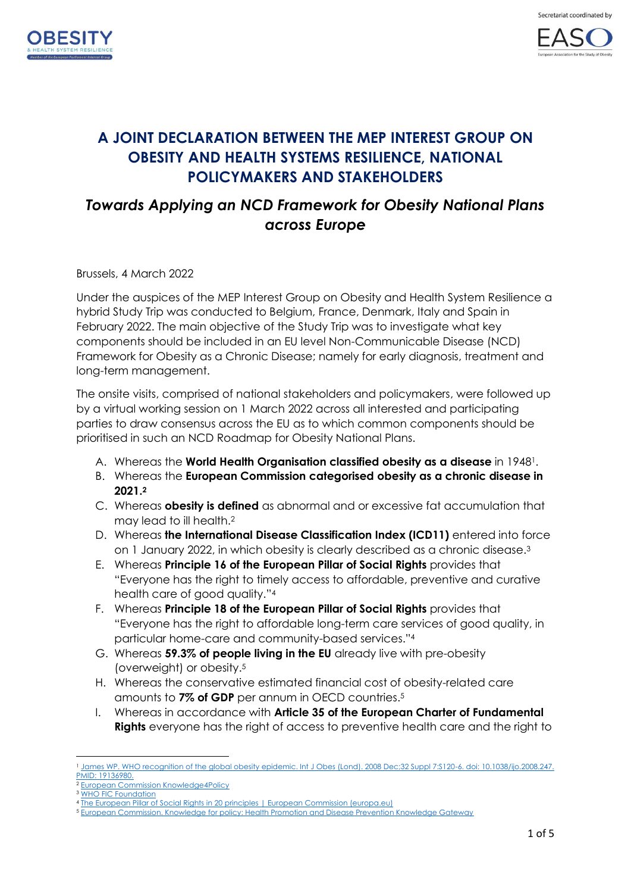Secretariat coordinated by

# A JOINT DECLARATION BETWEEN THE MEP INTEREST GROUP ON OBESITY AND HEALTH SYSTEMS RESILIENCE, NATIONAL POLICYMAKERS AND STAKEHOLDERS

## *Towards Applying an NCD Framework for Obesity National Plans across Europe*

Brussels, 4 March 2022

Under the auspices of the MEP Interest Group on Obesity and Health System Resilience a hybrid Study Trip was conducted to Belgium, France, Denmark, Italy and Spain in February 2022. The main objective of the Study Trip was to investigate what key components should be included in an EU level Non-Communicable Disease (NCD) Framework for Obesity as a Chronic Disease; namely for early diagnosis, treatment and long-term management.

The onsite visits, comprised of national stakeholders and policymakers, were followed up by a virtual working session on 1 March 2022 across all interested and participating parties to draw consensus across the EU as to which common components should be prioritised in such an NCD Roadmap for Obesity National Plans.

A. Whereas the **World Health Organisation classified obesity as a disease** in 1948[1].
B. Whereas the **European Commission categorised obesity as a chronic disease in 2021.**[2]
C. Whereas **obesity is defined** as abnormal and or excessive fat accumulation that may lead to ill health.[2]
D. Whereas **the International Disease Classification Index (ICD11)** entered into force on 1 January 2022, in which obesity is clearly described as a chronic disease.[3]
E. Whereas **Principle 16 of the European Pillar of Social Rights** provides that "Everyone has the right to timely access to affordable, preventive and curative health care of good quality."[4]
F. Whereas **Principle 18 of the European Pillar of Social Rights** provides that "Everyone has the right to affordable long-term care services of good quality, in particular home-care and community-based services."[4]
G. Whereas **59.3% of people living in the EU** already live with pre-obesity (overweight) or obesity.[5]
H. Whereas the conservative estimated financial cost of obesity-related care amounts to **7% of GDP** per annum in OECD countries.[5]
I. Whereas in accordance with **Article 35 of the European Charter of Fundamental Rights** everyone has the right of access to preventive health care and the right to

---

[1] James WP. WHO recognition of the global obesity epidemic. Int J Obes (Lond). 2008 Dec;32 Suppl 7:S120-6. doi: 10.1038/ijo.2008.247. PMID: 19136980.
[2] European Commission Knowledge4Policy
[3] WHO FIC Foundation
[4] The European Pillar of Social Rights in 20 principles | European Commission (europa.eu)
[5] European Commission, Knowledge for policy: Health Promotion and Disease Prevention Knowledge Gateway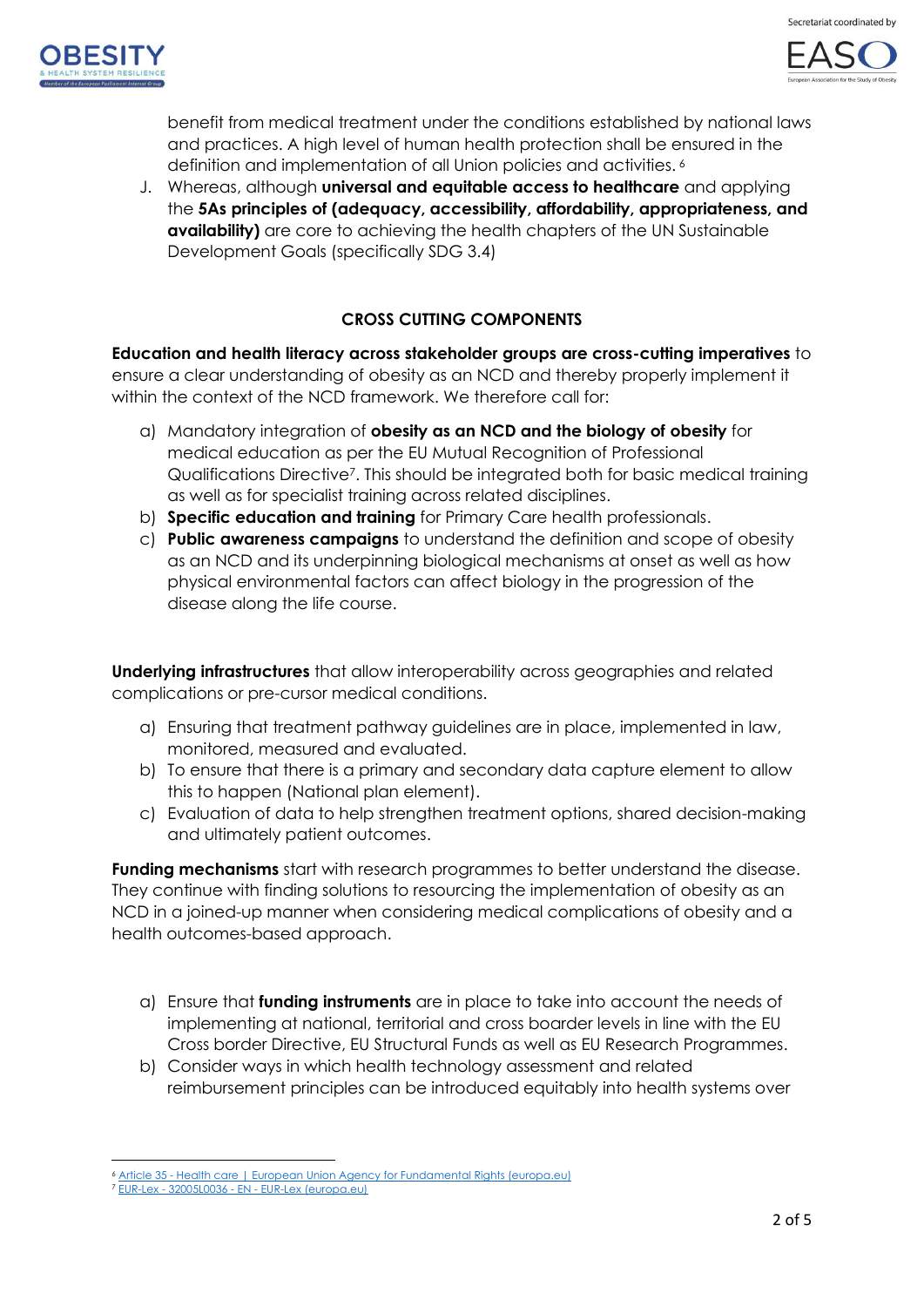benefit from medical treatment under the conditions established by national laws and practices. A high level of human health protection shall be ensured in the definition and implementation of all Union policies and activities.[6]

J. Whereas, although **universal and equitable access to healthcare** and applying the **5As principles of (adequacy, accessibility, affordability, appropriateness, and availability)** are core to achieving the health chapters of the UN Sustainable Development Goals (specifically SDG 3.4)

## CROSS CUTTING COMPONENTS

**Education and health literacy across stakeholder groups are cross-cutting imperatives** to ensure a clear understanding of obesity as an NCD and thereby properly implement it within the context of the NCD framework. We therefore call for:

a) Mandatory integration of **obesity as an NCD and the biology of obesity** for medical education as per the EU Mutual Recognition of Professional Qualifications Directive[7]. This should be integrated both for basic medical training as well as for specialist training across related disciplines.
b) **Specific education and training** for Primary Care health professionals.
c) **Public awareness campaigns** to understand the definition and scope of obesity as an NCD and its underpinning biological mechanisms at onset as well as how physical environmental factors can affect biology in the progression of the disease along the life course.

**Underlying infrastructures** that allow interoperability across geographies and related complications or pre-cursor medical conditions.

a) Ensuring that treatment pathway guidelines are in place, implemented in law, monitored, measured and evaluated.
b) To ensure that there is a primary and secondary data capture element to allow this to happen (National plan element).
c) Evaluation of data to help strengthen treatment options, shared decision-making and ultimately patient outcomes.

**Funding mechanisms** start with research programmes to better understand the disease. They continue with finding solutions to resourcing the implementation of obesity as an NCD in a joined-up manner when considering medical complications of obesity and a health outcomes-based approach.

a) Ensure that **funding instruments** are in place to take into account the needs of implementing at national, territorial and cross boarder levels in line with the EU Cross border Directive, EU Structural Funds as well as EU Research Programmes.
b) Consider ways in which health technology assessment and related reimbursement principles can be introduced equitably into health systems over

---

[6] Article 35 - Health care | European Union Agency for Fundamental Rights (europa.eu)
[7] EUR-Lex - 32005L0036 - EN - EUR-Lex (europa.eu)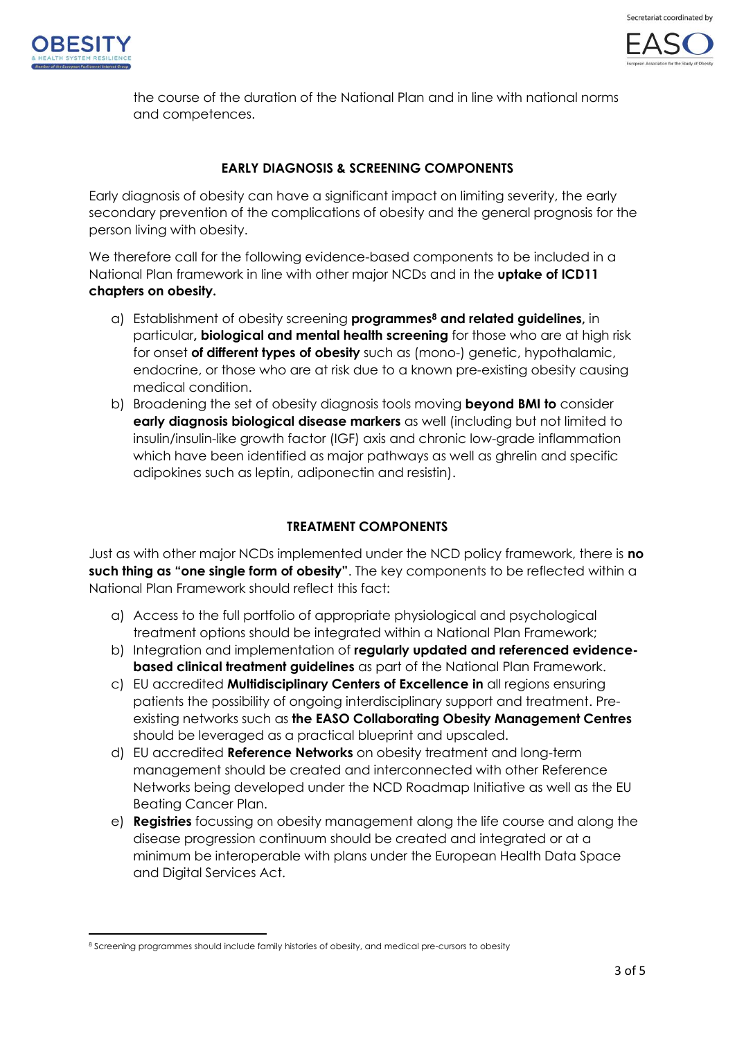the course of the duration of the National Plan and in line with national norms and competences.

### EARLY DIAGNOSIS & SCREENING COMPONENTS

Early diagnosis of obesity can have a significant impact on limiting severity, the early secondary prevention of the complications of obesity and the general prognosis for the person living with obesity.

We therefore call for the following evidence-based components to be included in a National Plan framework in line with other major NCDs and in the **uptake of ICD11 chapters on obesity.**

a) Establishment of obesity screening **programmes[8] and related guidelines,** in particular**, biological and mental health screening** for those who are at high risk for onset **of different types of obesity** such as (mono-) genetic, hypothalamic, endocrine, or those who are at risk due to a known pre-existing obesity causing medical condition.
b) Broadening the set of obesity diagnosis tools moving **beyond BMI to** consider **early diagnosis biological disease markers** as well (including but not limited to insulin/insulin-like growth factor (IGF) axis and chronic low-grade inflammation which have been identified as major pathways as well as ghrelin and specific adipokines such as leptin, adiponectin and resistin).

### TREATMENT COMPONENTS

Just as with other major NCDs implemented under the NCD policy framework, there is **no such thing as "one single form of obesity"**. The key components to be reflected within a National Plan Framework should reflect this fact:

a) Access to the full portfolio of appropriate physiological and psychological treatment options should be integrated within a National Plan Framework;
b) Integration and implementation of **regularly updated and referenced evidence-based clinical treatment guidelines** as part of the National Plan Framework.
c) EU accredited **Multidisciplinary Centers of Excellence in** all regions ensuring patients the possibility of ongoing interdisciplinary support and treatment. Pre-existing networks such as **the EASO Collaborating Obesity Management Centres** should be leveraged as a practical blueprint and upscaled.
d) EU accredited **Reference Networks** on obesity treatment and long-term management should be created and interconnected with other Reference Networks being developed under the NCD Roadmap Initiative as well as the EU Beating Cancer Plan.
e) **Registries** focussing on obesity management along the life course and along the disease progression continuum should be created and integrated or at a minimum be interoperable with plans under the European Health Data Space and Digital Services Act.

---

[8] Screening programmes should include family histories of obesity, and medical pre-cursors to obesity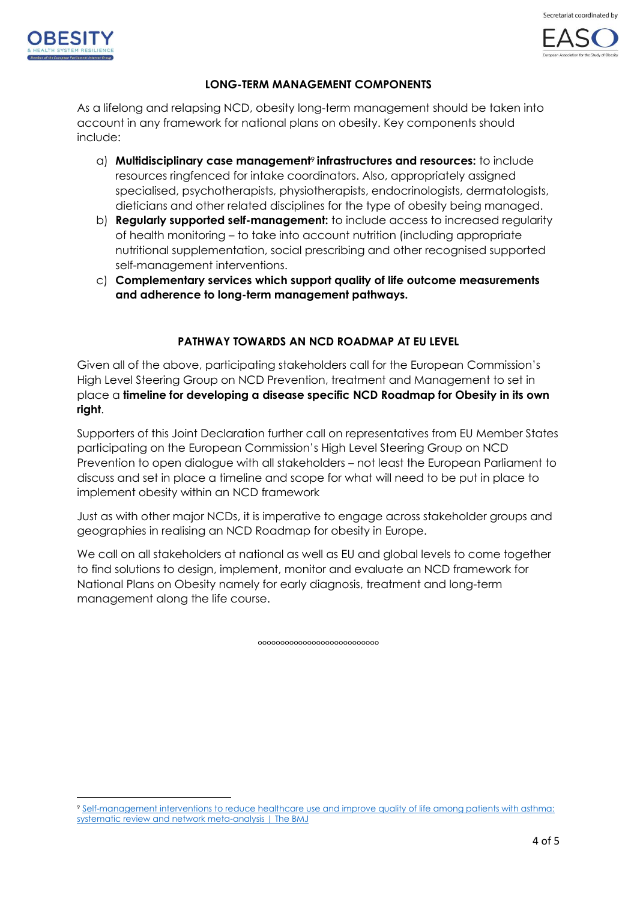## LONG-TERM MANAGEMENT COMPONENTS

As a lifelong and relapsing NCD, obesity long-term management should be taken into account in any framework for national plans on obesity. Key components should include:

a) **Multidisciplinary case management**[9] **infrastructures and resources:** to include resources ringfenced for intake coordinators. Also, appropriately assigned specialised, psychotherapists, physiotherapists, endocrinologists, dermatologists, dieticians and other related disciplines for the type of obesity being managed.
b) **Regularly supported self-management:** to include access to increased regularity of health monitoring – to take into account nutrition (including appropriate nutritional supplementation, social prescribing and other recognised supported self-management interventions.
c) **Complementary services which support quality of life outcome measurements and adherence to long-term management pathways.**

## PATHWAY TOWARDS AN NCD ROADMAP AT EU LEVEL

Given all of the above, participating stakeholders call for the European Commission's High Level Steering Group on NCD Prevention, treatment and Management to set in place a **timeline for developing a disease specific NCD Roadmap for Obesity in its own right**.

Supporters of this Joint Declaration further call on representatives from EU Member States participating on the European Commission's High Level Steering Group on NCD Prevention to open dialogue with all stakeholders – not least the European Parliament to discuss and set in place a timeline and scope for what will need to be put in place to implement obesity within an NCD framework

Just as with other major NCDs, it is imperative to engage across stakeholder groups and geographies in realising an NCD Roadmap for obesity in Europe.

We call on all stakeholders at national as well as EU and global levels to come together to find solutions to design, implement, monitor and evaluate an NCD framework for National Plans on Obesity namely for early diagnosis, treatment and long-term management along the life course.

ooooooooooooooooooooooooooo

[9] Self-management interventions to reduce healthcare use and improve quality of life among patients with asthma: systematic review and network meta-analysis | The BMJ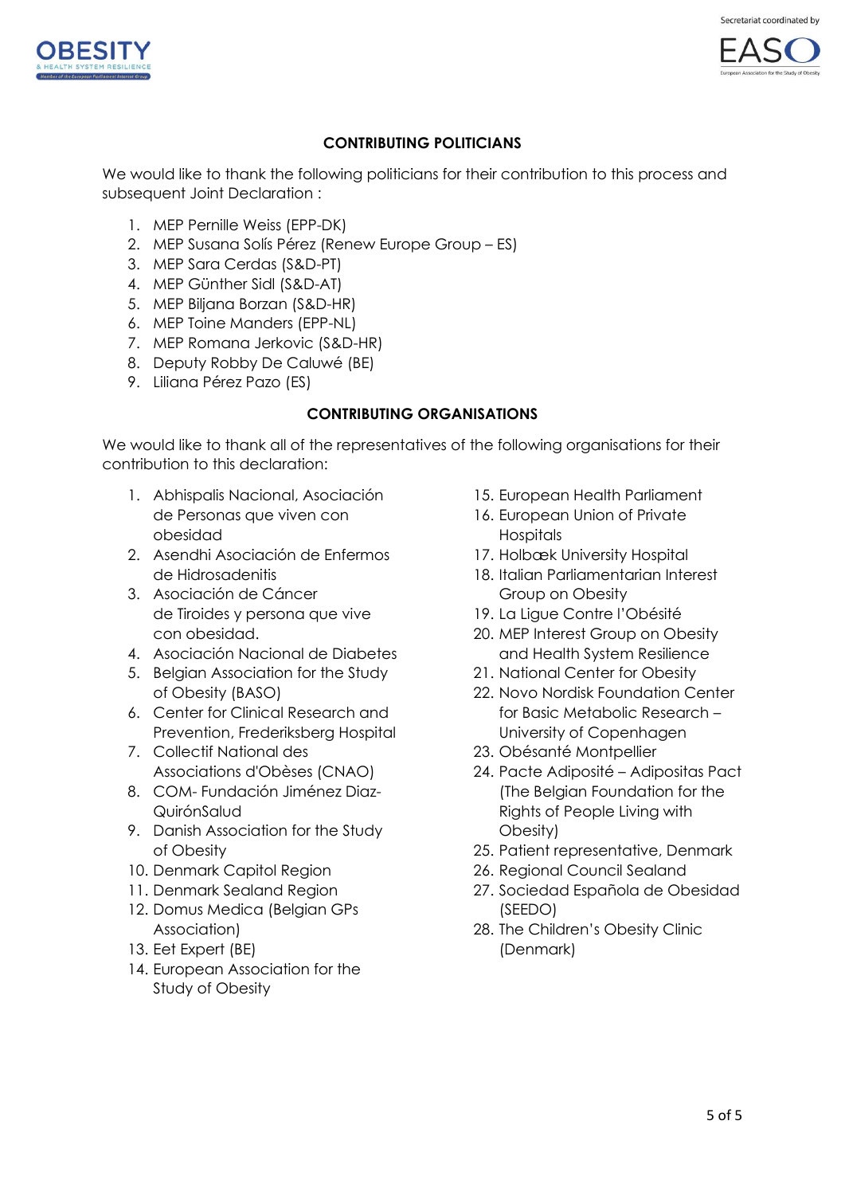## CONTRIBUTING POLITICIANS

We would like to thank the following politicians for their contribution to this process and subsequent Joint Declaration :

1. MEP Pernille Weiss (EPP-DK)
2. MEP Susana Solís Pérez (Renew Europe Group – ES)
3. MEP Sara Cerdas (S&D-PT)
4. MEP Günther Sidl (S&D-AT)
5. MEP Biljana Borzan (S&D-HR)
6. MEP Toine Manders (EPP-NL)
7. MEP Romana Jerkovic (S&D-HR)
8. Deputy Robby De Caluwé (BE)
9. Liliana Pérez Pazo (ES)

## CONTRIBUTING ORGANISATIONS

We would like to thank all of the representatives of the following organisations for their contribution to this declaration:

1. Abhispalis Nacional, Asociación de Personas que viven con obesidad
2. Asendhi Asociación de Enfermos de Hidrosadenitis
3. Asociación de Cáncer de Tiroides y persona que vive con obesidad.
4. Asociación Nacional de Diabetes
5. Belgian Association for the Study of Obesity (BASO)
6. Center for Clinical Research and Prevention, Frederiksberg Hospital
7. Collectif National des Associations d'Obèses (CNAO)
8. COM- Fundación Jiménez Diaz-QuirónSalud
9. Danish Association for the Study of Obesity
10. Denmark Capitol Region
11. Denmark Sealand Region
12. Domus Medica (Belgian GPs Association)
13. Eet Expert (BE)
14. European Association for the Study of Obesity
15. European Health Parliament
16. European Union of Private Hospitals
17. Holbæk University Hospital
18. Italian Parliamentarian Interest Group on Obesity
19. La Ligue Contre l'Obésité
20. MEP Interest Group on Obesity and Health System Resilience
21. National Center for Obesity
22. Novo Nordisk Foundation Center for Basic Metabolic Research – University of Copenhagen
23. Obésanté Montpellier
24. Pacte Adiposité – Adipositas Pact (The Belgian Foundation for the Rights of People Living with Obesity)
25. Patient representative, Denmark
26. Regional Council Sealand
27. Sociedad Española de Obesidad (SEEDO)
28. The Children's Obesity Clinic (Denmark)